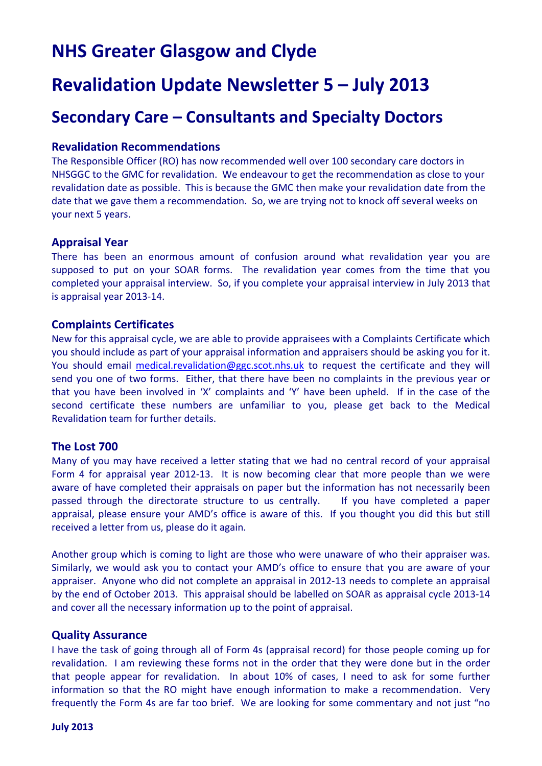# NHS Greater Glasgow and Clyde

# Revalidation Update Newsletter 5 – July 2013

## Secondary Care – Consultants and Specialty Doctors

### Revalidation Recommendations

The Responsible Officer (RO) has now recommended well over 100 secondary care doctors in NHSGGC to the GMC for revalidation. We endeavour to get the recommendation as close to your revalidation date as possible. This is because the GMC then make your revalidation date from the date that we gave them a recommendation. So, we are trying not to knock off several weeks on your next 5 years.

### Appraisal Year

There has been an enormous amount of confusion around what revalidation year you are supposed to put on your SOAR forms. The revalidation year comes from the time that you completed your appraisal interview. So, if you complete your appraisal interview in July 2013 that is appraisal year 2013-14.

### Complaints Certificates

New for this appraisal cycle, we are able to provide appraisees with a Complaints Certificate which you should include as part of your appraisal information and appraisers should be asking you for it. You should email medical.revalidation@ggc.scot.nhs.uk to request the certificate and they will send you one of two forms. Either, that there have been no complaints in the previous year or that you have been involved in 'X' complaints and 'Y' have been upheld. If in the case of the second certificate these numbers are unfamiliar to you, please get back to the Medical Revalidation team for further details.

### The Lost 700

Many of you may have received a letter stating that we had no central record of your appraisal Form 4 for appraisal year 2012-13. It is now becoming clear that more people than we were aware of have completed their appraisals on paper but the information has not necessarily been passed through the directorate structure to us centrally. If you have completed a paper appraisal, please ensure your AMD's office is aware of this. If you thought you did this but still received a letter from us, please do it again.

Another group which is coming to light are those who were unaware of who their appraiser was. Similarly, we would ask you to contact your AMD's office to ensure that you are aware of your appraiser. Anyone who did not complete an appraisal in 2012-13 needs to complete an appraisal by the end of October 2013. This appraisal should be labelled on SOAR as appraisal cycle 2013-14 and cover all the necessary information up to the point of appraisal.

### Quality Assurance

I have the task of going through all of Form 4s (appraisal record) for those people coming up for revalidation. I am reviewing these forms not in the order that they were done but in the order that people appear for revalidation. In about 10% of cases, I need to ask for some further information so that the RO might have enough information to make a recommendation. Very frequently the Form 4s are far too brief. We are looking for some commentary and not just "no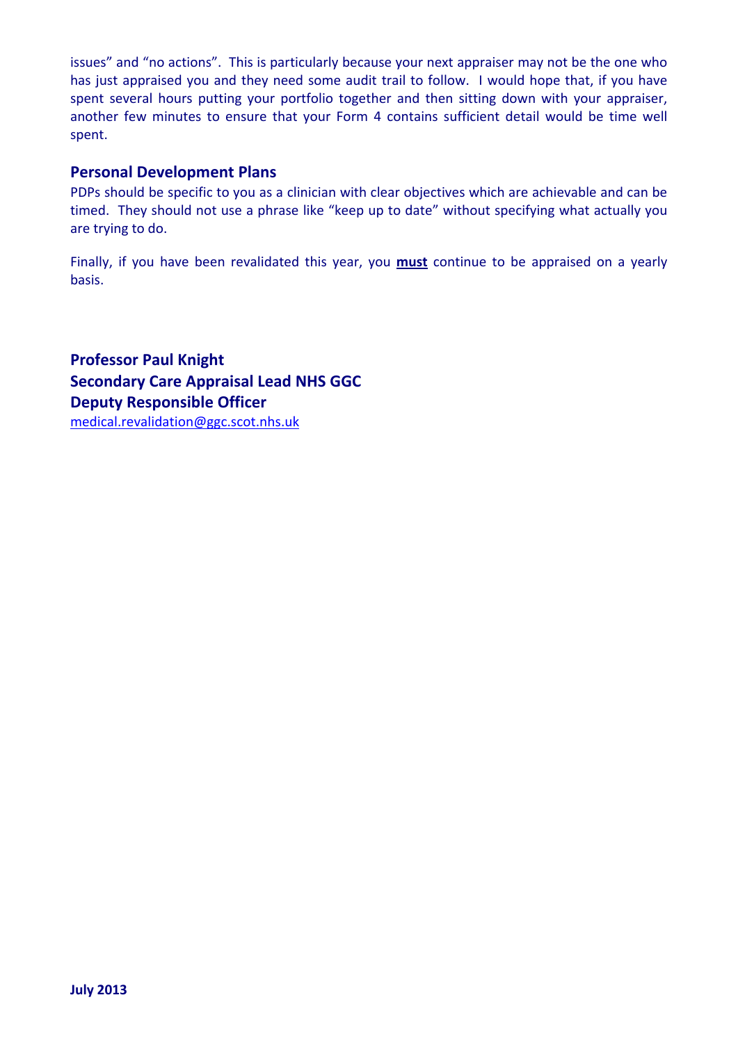issues" and "no actions". This is particularly because your next appraiser may not be the one who has just appraised you and they need some audit trail to follow. I would hope that, if you have spent several hours putting your portfolio together and then sitting down with your appraiser, another few minutes to ensure that your Form 4 contains sufficient detail would be time well spent.

## Personal Development Plans

PDPs should be specific to you as a clinician with clear objectives which are achievable and can be timed. They should not use a phrase like "keep up to date" without specifying what actually you are trying to do.

Finally, if you have been revalidated this year, you **must** continue to be appraised on a yearly basis.

**Professor Paul Knight**
**Secondary Care Appraisal Lead NHS GGC**
**Deputy Responsible Officer**
medical.revalidation@ggc.scot.nhs.uk

**July 2013**